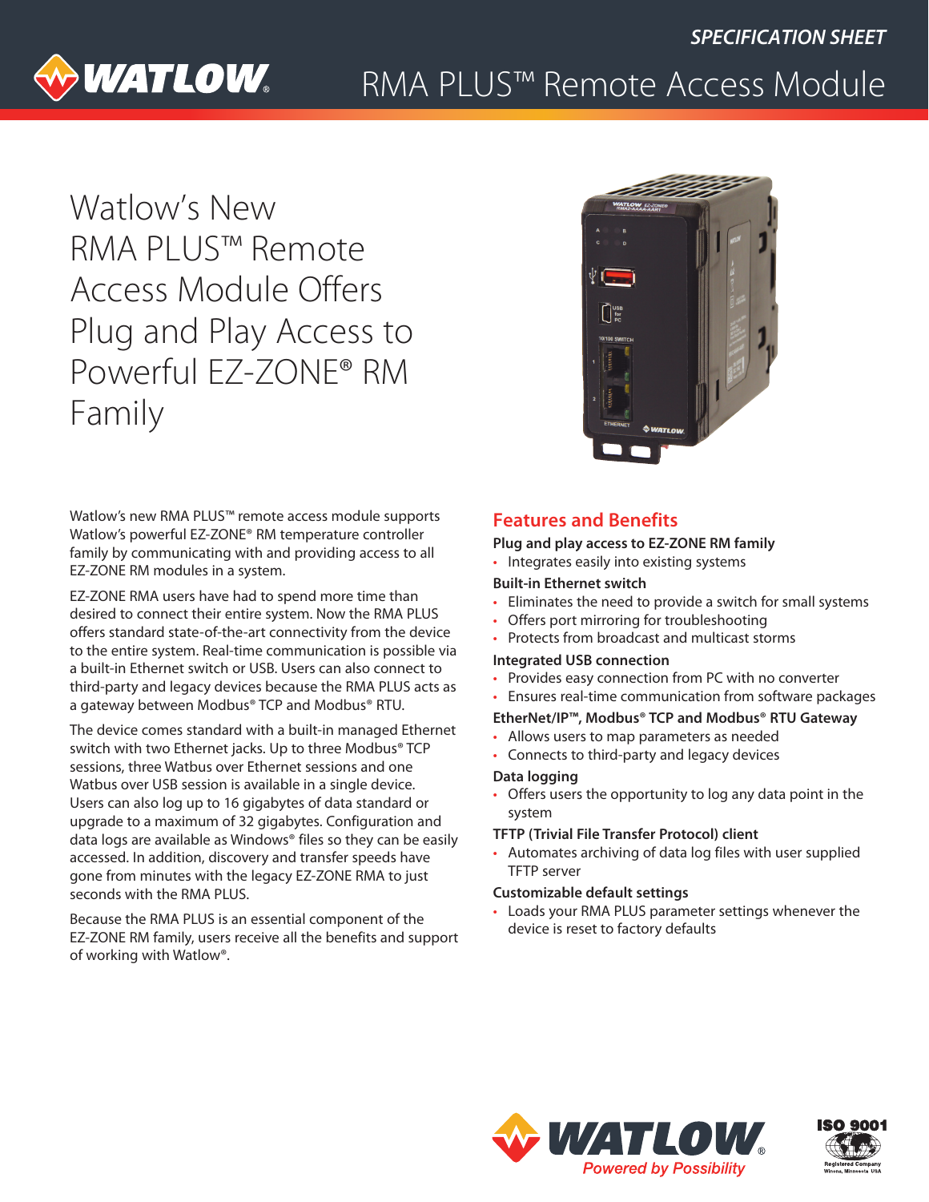SPECIFICATION SHEET

# RMA PLUS™ Remote Access Module

## Watlow's New RMA PLUS™ Remote Access Module Offers Plug and Play Access to Powerful EZ-ZONE® RM Family

Watlow's new RMA PLUS™ remote access module supports Watlow's powerful EZ-ZONE® RM temperature controller family by communicating with and providing access to all EZ-ZONE RM modules in a system.

EZ-ZONE RMA users have had to spend more time than desired to connect their entire system. Now the RMA PLUS offers standard state-of-the-art connectivity from the device to the entire system. Real-time communication is possible via a built-in Ethernet switch or USB. Users can also connect to third-party and legacy devices because the RMA PLUS acts as a gateway between Modbus® TCP and Modbus® RTU.

The device comes standard with a built-in managed Ethernet switch with two Ethernet jacks. Up to three Modbus® TCP sessions, three Watbus over Ethernet sessions and one Watbus over USB session is available in a single device. Users can also log up to 16 gigabytes of data standard or upgrade to a maximum of 32 gigabytes. Configuration and data logs are available as Windows® files so they can be easily accessed. In addition, discovery and transfer speeds have gone from minutes with the legacy EZ-ZONE RMA to just seconds with the RMA PLUS.

Because the RMA PLUS is an essential component of the EZ-ZONE RM family, users receive all the benefits and support of working with Watlow®.

## Features and Benefits

**Plug and play access to EZ-ZONE RM family**

- Integrates easily into existing systems

**Built-in Ethernet switch**

- Eliminates the need to provide a switch for small systems
- Offers port mirroring for troubleshooting
- Protects from broadcast and multicast storms

**Integrated USB connection**

- Provides easy connection from PC with no converter
- Ensures real-time communication from software packages

**EtherNet/IP™, Modbus® TCP and Modbus® RTU Gateway**

- Allows users to map parameters as needed
- Connects to third-party and legacy devices

**Data logging**

- Offers users the opportunity to log any data point in the system

**TFTP (Trivial File Transfer Protocol) client**

- Automates archiving of data log files with user supplied TFTP server

**Customizable default settings**

- Loads your RMA PLUS parameter settings whenever the device is reset to factory defaults

WATLOW® *Powered by Possibility*

ISO 9001 Registered Company Winona, Minnesota USA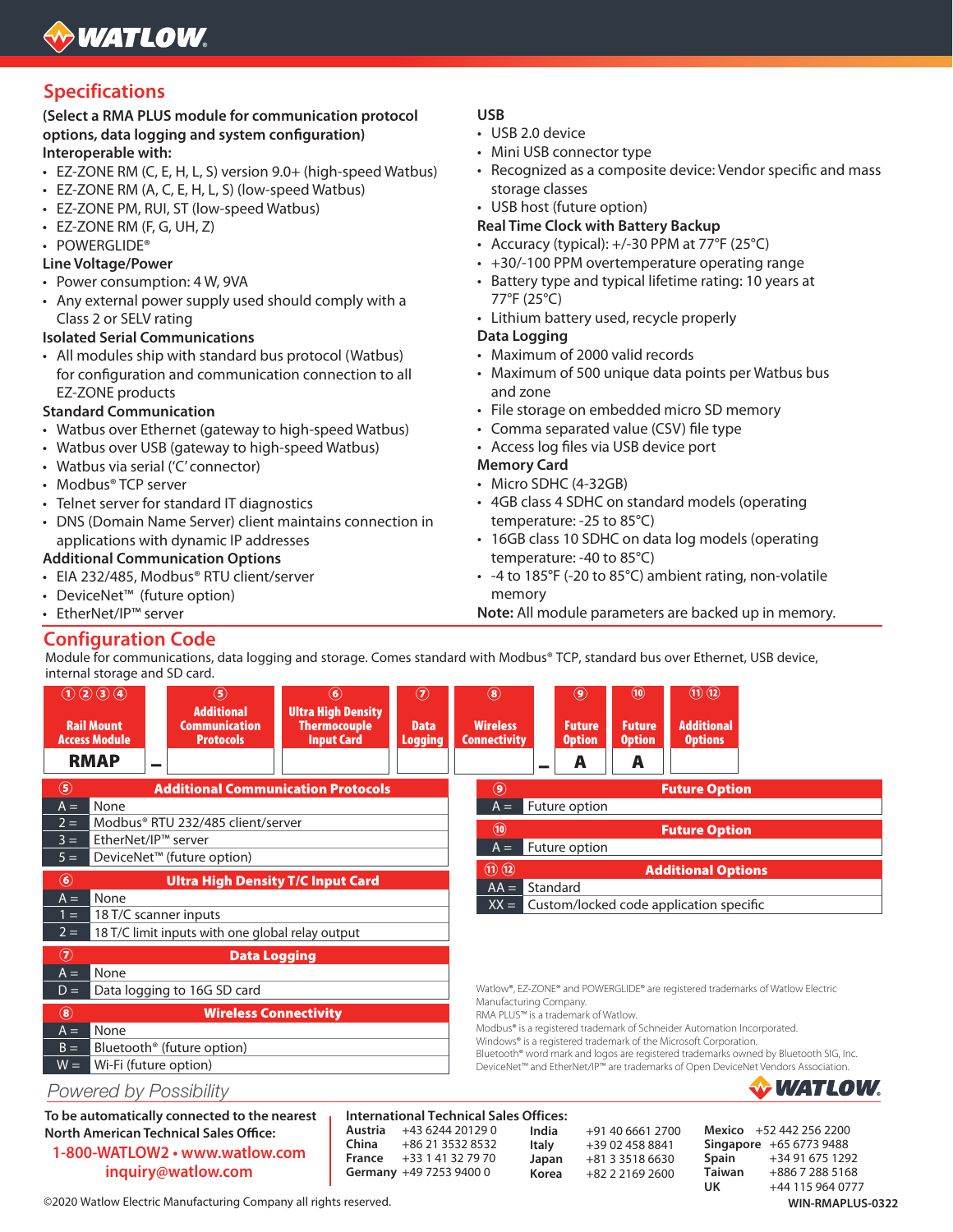## Specifications

**(Select a RMA PLUS module for communication protocol options, data logging and system configuration)**

**Interoperable with:**

- EZ-ZONE RM (C, E, H, L, S) version 9.0+ (high-speed Watbus)
- EZ-ZONE RM (A, C, E, H, L, S) (low-speed Watbus)
- EZ-ZONE PM, RUI, ST (low-speed Watbus)
- EZ-ZONE RM (F, G, UH, Z)
- POWERGLIDE®

**Line Voltage/Power**

- Power consumption: 4 W, 9VA
- Any external power supply used should comply with a Class 2 or SELV rating

**Isolated Serial Communications**

- All modules ship with standard bus protocol (Watbus) for configuration and communication connection to all EZ-ZONE products

**Standard Communication**

- Watbus over Ethernet (gateway to high-speed Watbus)
- Watbus over USB (gateway to high-speed Watbus)
- Watbus via serial ('C' connector)
- Modbus® TCP server
- Telnet server for standard IT diagnostics
- DNS (Domain Name Server) client maintains connection in applications with dynamic IP addresses

**Additional Communication Options**

- EIA 232/485, Modbus® RTU client/server
- DeviceNet™ (future option)
- EtherNet/IP™ server

**USB**

- USB 2.0 device
- Mini USB connector type
- Recognized as a composite device: Vendor specific and mass storage classes
- USB host (future option)

**Real Time Clock with Battery Backup**

- Accuracy (typical): +/-30 PPM at 77°F (25°C)
- +30/-100 PPM overtemperature operating range
- Battery type and typical lifetime rating: 10 years at 77°F (25°C)
- Lithium battery used, recycle properly

**Data Logging**

- Maximum of 2000 valid records
- Maximum of 500 unique data points per Watbus bus and zone
- File storage on embedded micro SD memory
- Comma separated value (CSV) file type
- Access log files via USB device port

**Memory Card**

- Micro SDHC (4-32GB)
- 4GB class 4 SDHC on standard models (operating temperature: -25 to 85°C)
- 16GB class 10 SDHC on data log models (operating temperature: -40 to 85°C)
- -4 to 185°F (-20 to 85°C) ambient rating, non-volatile memory

**Note:** All module parameters are backed up in memory.

## Configuration Code

Module for communications, data logging and storage. Comes standard with Modbus® TCP, standard bus over Ethernet, USB device, internal storage and SD card.

| ① ② ③ ④ Rail Mount Access Module | | ⑤ Additional Communication Protocols | ⑥ Ultra High Density Thermocouple Input Card | ⑦ Data Logging | ⑧ Wireless Connectivity | | ⑨ Future Option | ⑩ Future Option | ⑪ ⑫ Additional Options |
|---|---|---|---|---|---|---|---|---|---|
| RMAP | – | | | | | – | A | A | |

| ⑤ | Additional Communication Protocols |
|---|---|
| A = | None |
| 2 = | Modbus® RTU 232/485 client/server |
| 3 = | EtherNet/IP™ server |
| 5 = | DeviceNet™ (future option) |

| ⑥ | Ultra High Density T/C Input Card |
|---|---|
| A = | None |
| 1 = | 18 T/C scanner inputs |
| 2 = | 18 T/C limit inputs with one global relay output |

| ⑦ | Data Logging |
|---|---|
| A = | None |
| D = | Data logging to 16G SD card |

| ⑧ | Wireless Connectivity |
|---|---|
| A = | None |
| B = | Bluetooth® (future option) |
| W = | Wi-Fi (future option) |

| ⑨ | Future Option |
|---|---|
| A = | Future option |

| ⑩ | Future Option |
|---|---|
| A = | Future option |

| ⑪ ⑫ | Additional Options |
|---|---|
| AA = | Standard |
| XX = | Custom/locked code application specific |

Watlow®, EZ-ZONE® and POWERGLIDE® are registered trademarks of Watlow Electric Manufacturing Company.
RMA PLUS™ is a trademark of Watlow.
Modbus® is a registered trademark of Schneider Automation Incorporated.
Windows® is a registered trademark of the Microsoft Corporation.
Bluetooth® word mark and logos are registered trademarks owned by Bluetooth SIG, Inc.
DeviceNet™ and EtherNet/IP™ are trademarks of Open DeviceNet Vendors Association.

*Powered by Possibility*

**To be automatically connected to the nearest North American Technical Sales Office:**

**1-800-WATLOW2 • www.watlow.com**
**inquiry@watlow.com**

**International Technical Sales Offices:**

| | | | | | |
|---|---|---|---|---|---|
| **Austria** | +43 6244 20129 0 | **India** | +91 40 6661 2700 | **Mexico** | +52 442 256 2200 |
| **China** | +86 21 3532 8532 | **Italy** | +39 02 458 8841 | **Singapore** | +65 6773 9488 |
| **France** | +33 1 41 32 79 70 | **Japan** | +81 3 3518 6630 | **Spain** | +34 91 675 1292 |
| **Germany** | +49 7253 9400 0 | **Korea** | +82 2 2169 2600 | **Taiwan** | +886 7 288 5168 |
| | | | | **UK** | +44 115 964 0777 |

©2020 Watlow Electric Manufacturing Company all rights reserved.

**WIN-RMAPLUS-0322**